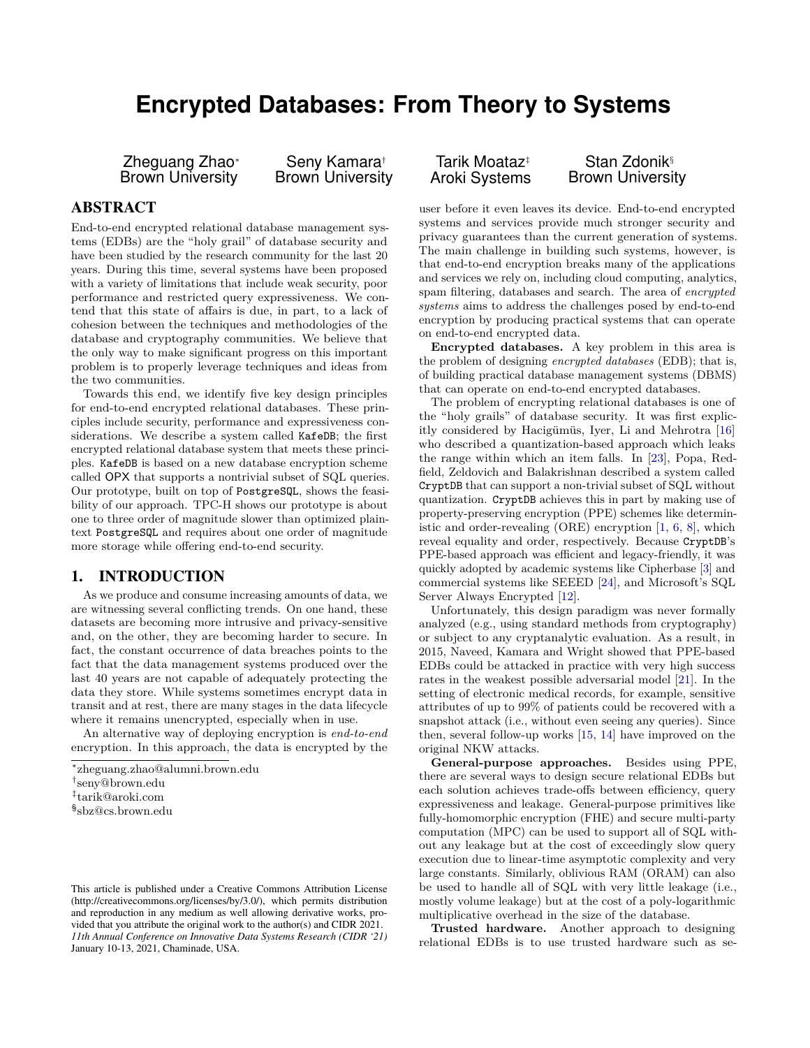# Encrypted Databases: From Theory to Systems

Zheguang Zhao* (Brown University), Seny Kamara† (Brown University), Tarik Moataz‡ (Aroki Systems), Stan Zdonik§ (Brown University)

## ABSTRACT

End-to-end encrypted relational database management systems (EDBs) are the "holy grail" of database security and have been studied by the research community for the last 20 years. During this time, several systems have been proposed with a variety of limitations that include weak security, poor performance and restricted query expressiveness. We contend that this state of affairs is due, in part, to a lack of cohesion between the techniques and methodologies of the database and cryptography communities. We believe that the only way to make significant progress on this important problem is to properly leverage techniques and ideas from the two communities.

Towards this end, we identify five key design principles for end-to-end encrypted relational databases. These principles include security, performance and expressiveness considerations. We describe a system called `KafeDB`; the first encrypted relational database system that meets these principles. `KafeDB` is based on a new database encryption scheme called OPX that supports a nontrivial subset of SQL queries. Our prototype, built on top of `PostgreSQL`, shows the feasibility of our approach. TPC-H shows our prototype is about one to three order of magnitude slower than optimized plaintext `PostgreSQL` and requires about one order of magnitude more storage while offering end-to-end security.

## 1. INTRODUCTION

As we produce and consume increasing amounts of data, we are witnessing several conflicting trends. On one hand, these datasets are becoming more intrusive and privacy-sensitive and, on the other, they are becoming harder to secure. In fact, the constant occurrence of data breaches points to the fact that the data management systems produced over the last 40 years are not capable of adequately protecting the data they store. While systems sometimes encrypt data in transit and at rest, there are many stages in the data lifecycle where it remains unencrypted, especially when in use.

An alternative way of deploying encryption is *end-to-end* encryption. In this approach, the data is encrypted by the user before it even leaves its device. End-to-end encrypted systems and services provide much stronger security and privacy guarantees than the current generation of systems. The main challenge in building such systems, however, is that end-to-end encryption breaks many of the applications and services we rely on, including cloud computing, analytics, spam filtering, databases and search. The area of *encrypted systems* aims to address the challenges posed by end-to-end encryption by producing practical systems that can operate on end-to-end encrypted data.

**Encrypted databases.** A key problem in this area is the problem of designing *encrypted databases* (EDB); that is, of building practical database management systems (DBMS) that can operate on end-to-end encrypted databases.

The problem of encrypting relational databases is one of the "holy grails" of database security. It was first explicitly considered by Hacigümüs, Iyer, Li and Mehrotra [16] who described a quantization-based approach which leaks the range within which an item falls. In [23], Popa, Redfield, Zeldovich and Balakrishnan described a system called `CryptDB` that can support a non-trivial subset of SQL without quantization. `CryptDB` achieves this in part by making use of property-preserving encryption (PPE) schemes like deterministic and order-revealing (ORE) encryption [1, 6, 8], which reveal equality and order, respectively. Because `CryptDB`'s PPE-based approach was efficient and legacy-friendly, it was quickly adopted by academic systems like Cipherbase [3] and commercial systems like SEEED [24], and Microsoft's SQL Server Always Encrypted [12].

Unfortunately, this design paradigm was never formally analyzed (e.g., using standard methods from cryptography) or subject to any cryptanalytic evaluation. As a result, in 2015, Naveed, Kamara and Wright showed that PPE-based EDBs could be attacked in practice with very high success rates in the weakest possible adversarial model [21]. In the setting of electronic medical records, for example, sensitive attributes of up to 99% of patients could be recovered with a snapshot attack (i.e., without even seeing any queries). Since then, several follow-up works [15, 14] have improved on the original NKW attacks.

**General-purpose approaches.** Besides using PPE, there are several ways to design secure relational EDBs but each solution achieves trade-offs between efficiency, query expressiveness and leakage. General-purpose primitives like fully-homomorphic encryption (FHE) and secure multi-party computation (MPC) can be used to support all of SQL without any leakage but at the cost of exceedingly slow query execution due to linear-time asymptotic complexity and very large constants. Similarly, oblivious RAM (ORAM) can also be used to handle all of SQL with very little leakage (i.e., mostly volume leakage) but at the cost of a poly-logarithmic multiplicative overhead in the size of the database.

**Trusted hardware.** Another approach to designing relational EDBs is to use trusted hardware such as se-

---

*zheguang.zhao@alumni.brown.edu

†seny@brown.edu

‡tarik@aroki.com

§sbz@cs.brown.edu

This article is published under a Creative Commons Attribution License (http://creativecommons.org/licenses/by/3.0/), which permits distribution and reproduction in any medium as well allowing derivative works, provided that you attribute the original work to the author(s) and CIDR 2021. *11th Annual Conference on Innovative Data Systems Research (CIDR '21)* January 10-13, 2021, Chaminade, USA.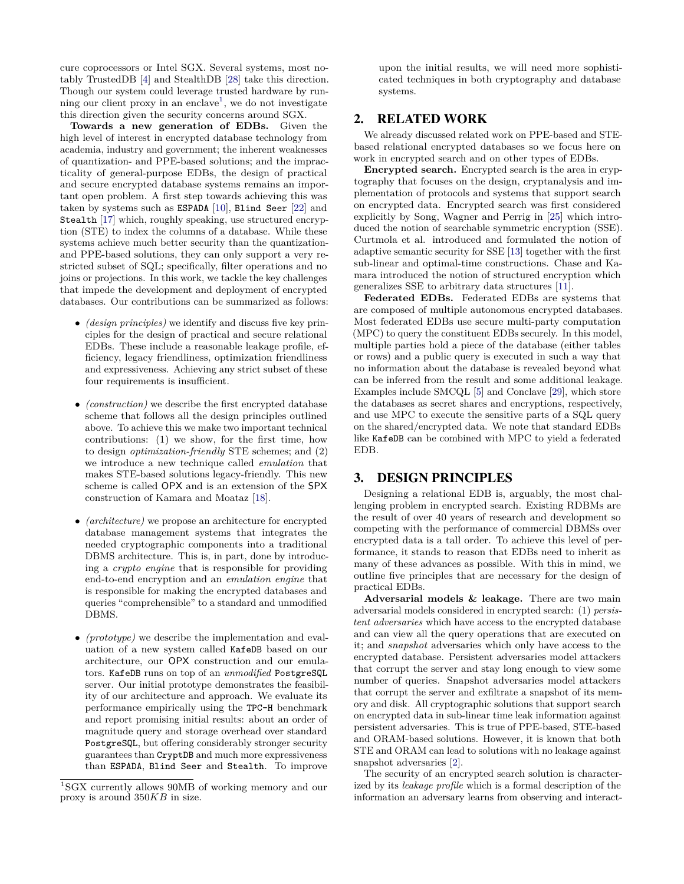cure coprocessors or Intel SGX. Several systems, most notably TrustedDB [4] and StealthDB [28] take this direction. Though our system could leverage trusted hardware by running our client proxy in an enclave[1], we do not investigate this direction given the security concerns around SGX.

**Towards a new generation of EDBs.** Given the high level of interest in encrypted database technology from academia, industry and government; the inherent weaknesses of quantization- and PPE-based solutions; and the impracticality of general-purpose EDBs, the design of practical and secure encrypted database systems remains an important open problem. A first step towards achieving this was taken by systems such as `ESPADA` [10], `Blind Seer` [22] and `Stealth` [17] which, roughly speaking, use structured encryption (STE) to index the columns of a database. While these systems achieve much better security than the quantization- and PPE-based solutions, they can only support a very restricted subset of SQL; specifically, filter operations and no joins or projections. In this work, we tackle the key challenges that impede the development and deployment of encrypted databases. Our contributions can be summarized as follows:

- *(design principles)* we identify and discuss five key principles for the design of practical and secure relational EDBs. These include a reasonable leakage profile, efficiency, legacy friendliness, optimization friendliness and expressiveness. Achieving any strict subset of these four requirements is insufficient.
- *(construction)* we describe the first encrypted database scheme that follows all the design principles outlined above. To achieve this we make two important technical contributions: (1) we show, for the first time, how to design *optimization-friendly* STE schemes; and (2) we introduce a new technique called *emulation* that makes STE-based solutions legacy-friendly. This new scheme is called OPX and is an extension of the SPX construction of Kamara and Moataz [18].
- *(architecture)* we propose an architecture for encrypted database management systems that integrates the needed cryptographic components into a traditional DBMS architecture. This is, in part, done by introducing a *crypto engine* that is responsible for providing end-to-end encryption and an *emulation engine* that is responsible for making the encrypted databases and queries "comprehensible" to a standard and unmodified DBMS.
- *(prototype)* we describe the implementation and evaluation of a new system called `KafeDB` based on our architecture, our OPX construction and our emulators. `KafeDB` runs on top of an *unmodified* `PostgreSQL` server. Our initial prototype demonstrates the feasibility of our architecture and approach. We evaluate its performance empirically using the `TPC-H` benchmark and report promising initial results: about an order of magnitude query and storage overhead over standard `PostgreSQL`, but offering considerably stronger security guarantees than `CryptDB` and much more expressiveness than `ESPADA`, `Blind Seer` and `Stealth`. To improve upon the initial results, we will need more sophisticated techniques in both cryptography and database systems.

[1]SGX currently allows 90MB of working memory and our proxy is around $350KB$ in size.

## 2. RELATED WORK

We already discussed related work on PPE-based and STE-based relational encrypted databases so we focus here on work in encrypted search and on other types of EDBs.

**Encrypted search.** Encrypted search is the area in cryptography that focuses on the design, cryptanalysis and implementation of protocols and systems that support search on encrypted data. Encrypted search was first considered explicitly by Song, Wagner and Perrig in [25] which introduced the notion of searchable symmetric encryption (SSE). Curtmola et al. introduced and formulated the notion of adaptive semantic security for SSE [13] together with the first sub-linear and optimal-time constructions. Chase and Kamara introduced the notion of structured encryption which generalizes SSE to arbitrary data structures [11].

**Federated EDBs.** Federated EDBs are systems that are composed of multiple autonomous encrypted databases. Most federated EDBs use secure multi-party computation (MPC) to query the constituent EDBs securely. In this model, multiple parties hold a piece of the database (either tables or rows) and a public query is executed in such a way that no information about the database is revealed beyond what can be inferred from the result and some additional leakage. Examples include SMCQL [5] and Conclave [29], which store the databases as secret shares and encryptions, respectively, and use MPC to execute the sensitive parts of a SQL query on the shared/encrypted data. We note that standard EDBs like `KafeDB` can be combined with MPC to yield a federated EDB.

## 3. DESIGN PRINCIPLES

Designing a relational EDB is, arguably, the most challenging problem in encrypted search. Existing RDBMs are the result of over 40 years of research and development so competing with the performance of commercial DBMSs over encrypted data is a tall order. To achieve this level of performance, it stands to reason that EDBs need to inherit as many of these advances as possible. With this in mind, we outline five principles that are necessary for the design of practical EDBs.

**Adversarial models & leakage.** There are two main adversarial models considered in encrypted search: (1) *persistent adversaries* which have access to the encrypted database and can view all the query operations that are executed on it; and *snapshot* adversaries which only have access to the encrypted database. Persistent adversaries model attackers that corrupt the server and stay long enough to view some number of queries. Snapshot adversaries model attackers that corrupt the server and exfiltrate a snapshot of its memory and disk. All cryptographic solutions that support search on encrypted data in sub-linear time leak information against persistent adversaries. This is true of PPE-based, STE-based and ORAM-based solutions. However, it is known that both STE and ORAM can lead to solutions with no leakage against snapshot adversaries [2].

The security of an encrypted search solution is characterized by its *leakage profile* which is a formal description of the information an adversary learns from observing and interact-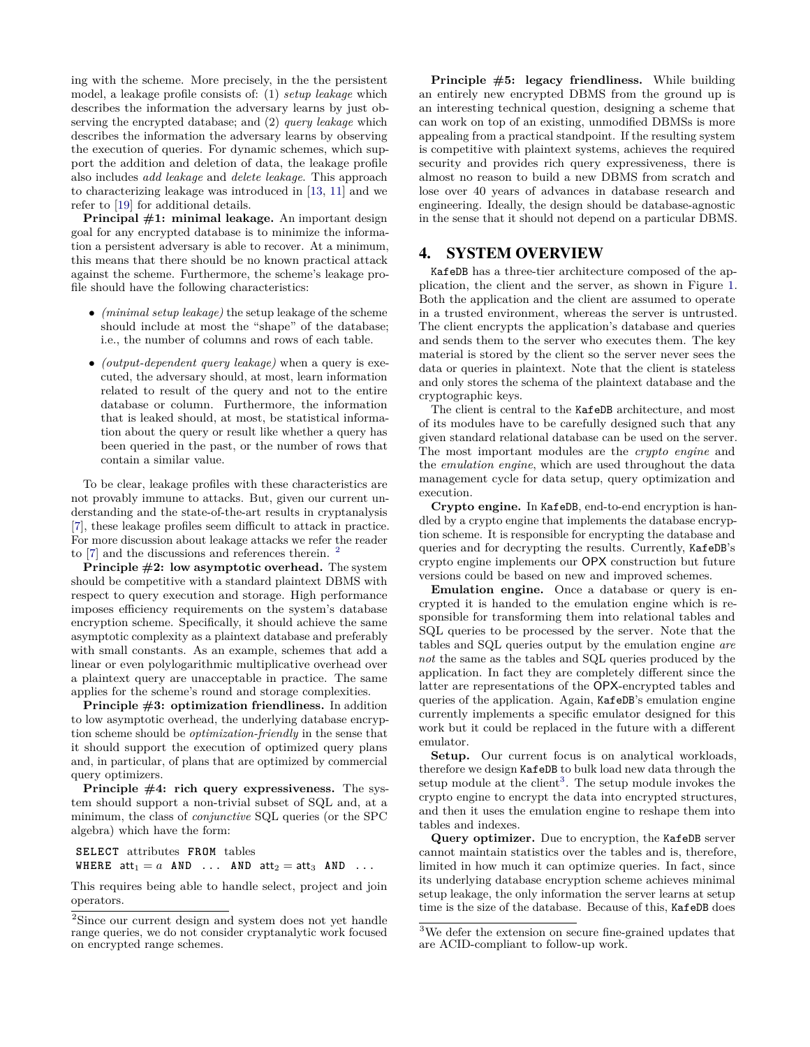ing with the scheme. More precisely, in the the persistent model, a leakage profile consists of: (1) *setup leakage* which describes the information the adversary learns by just observing the encrypted database; and (2) *query leakage* which describes the information the adversary learns by observing the execution of queries. For dynamic schemes, which support the addition and deletion of data, the leakage profile also includes *add leakage* and *delete leakage*. This approach to characterizing leakage was introduced in [13, 11] and we refer to [19] for additional details.

**Principal #1: minimal leakage.** An important design goal for any encrypted database is to minimize the information a persistent adversary is able to recover. At a minimum, this means that there should be no known practical attack against the scheme. Furthermore, the scheme's leakage profile should have the following characteristics:

- *(minimal setup leakage)* the setup leakage of the scheme should include at most the "shape" of the database; i.e., the number of columns and rows of each table.
- *(output-dependent query leakage)* when a query is executed, the adversary should, at most, learn information related to result of the query and not to the entire database or column. Furthermore, the information that is leaked should, at most, be statistical information about the query or result like whether a query has been queried in the past, or the number of rows that contain a similar value.

To be clear, leakage profiles with these characteristics are not provably immune to attacks. But, given our current understanding and the state-of-the-art results in cryptanalysis [7], these leakage profiles seem difficult to attack in practice. For more discussion about leakage attacks we refer the reader to [7] and the discussions and references therein. [2]

**Principle #2: low asymptotic overhead.** The system should be competitive with a standard plaintext DBMS with respect to query execution and storage. High performance imposes efficiency requirements on the system's database encryption scheme. Specifically, it should achieve the same asymptotic complexity as a plaintext database and preferably with small constants. As an example, schemes that add a linear or even polylogarithmic multiplicative overhead over a plaintext query are unacceptable in practice. The same applies for the scheme's round and storage complexities.

**Principle #3: optimization friendliness.** In addition to low asymptotic overhead, the underlying database encryption scheme should be *optimization-friendly* in the sense that it should support the execution of optimized query plans and, in particular, of plans that are optimized by commercial query optimizers.

**Principle #4: rich query expressiveness.** The system should support a non-trivial subset of SQL and, at a minimum, the class of *conjunctive* SQL queries (or the SPC algebra) which have the form:

```
SELECT attributes FROM tables
WHERE att1 = a AND ... AND att2 = att3 AND ...
```

This requires being able to handle select, project and join operators.

**Principle #5: legacy friendliness.** While building an entirely new encrypted DBMS from the ground up is an interesting technical question, designing a scheme that can work on top of an existing, unmodified DBMSs is more appealing from a practical standpoint. If the resulting system is competitive with plaintext systems, achieves the required security and provides rich query expressiveness, there is almost no reason to build a new DBMS from scratch and lose over 40 years of advances in database research and engineering. Ideally, the design should be database-agnostic in the sense that it should not depend on a particular DBMS.

## 4. SYSTEM OVERVIEW

KafeDB has a three-tier architecture composed of the application, the client and the server, as shown in Figure 1. Both the application and the client are assumed to operate in a trusted environment, whereas the server is untrusted. The client encrypts the application's database and queries and sends them to the server who executes them. The key material is stored by the client so the server never sees the data or queries in plaintext. Note that the client is stateless and only stores the schema of the plaintext database and the cryptographic keys.

The client is central to the KafeDB architecture, and most of its modules have to be carefully designed such that any given standard relational database can be used on the server. The most important modules are the *crypto engine* and the *emulation engine*, which are used throughout the data management cycle for data setup, query optimization and execution.

**Crypto engine.** In KafeDB, end-to-end encryption is handled by a crypto engine that implements the database encryption scheme. It is responsible for encrypting the database and queries and for decrypting the results. Currently, KafeDB's crypto engine implements our OPX construction but future versions could be based on new and improved schemes.

**Emulation engine.** Once a database or query is encrypted it is handed to the emulation engine which is responsible for transforming them into relational tables and SQL queries to be processed by the server. Note that the tables and SQL queries output by the emulation engine *are not* the same as the tables and SQL queries produced by the application. In fact they are completely different since the latter are representations of the OPX-encrypted tables and queries of the application. Again, KafeDB's emulation engine currently implements a specific emulator designed for this work but it could be replaced in the future with a different emulator.

**Setup.** Our current focus is on analytical workloads, therefore we design KafeDB to bulk load new data through the setup module at the client[3]. The setup module invokes the crypto engine to encrypt the data into encrypted structures, and then it uses the emulation engine to reshape them into tables and indexes.

**Query optimizer.** Due to encryption, the KafeDB server cannot maintain statistics over the tables and is, therefore, limited in how much it can optimize queries. In fact, since its underlying database encryption scheme achieves minimal setup leakage, the only information the server learns at setup time is the size of the database. Because of this, KafeDB does

[2] Since our current design and system does not yet handle range queries, we do not consider cryptanalytic work focused on encrypted range schemes.

[3] We defer the extension on secure fine-grained updates that are ACID-compliant to follow-up work.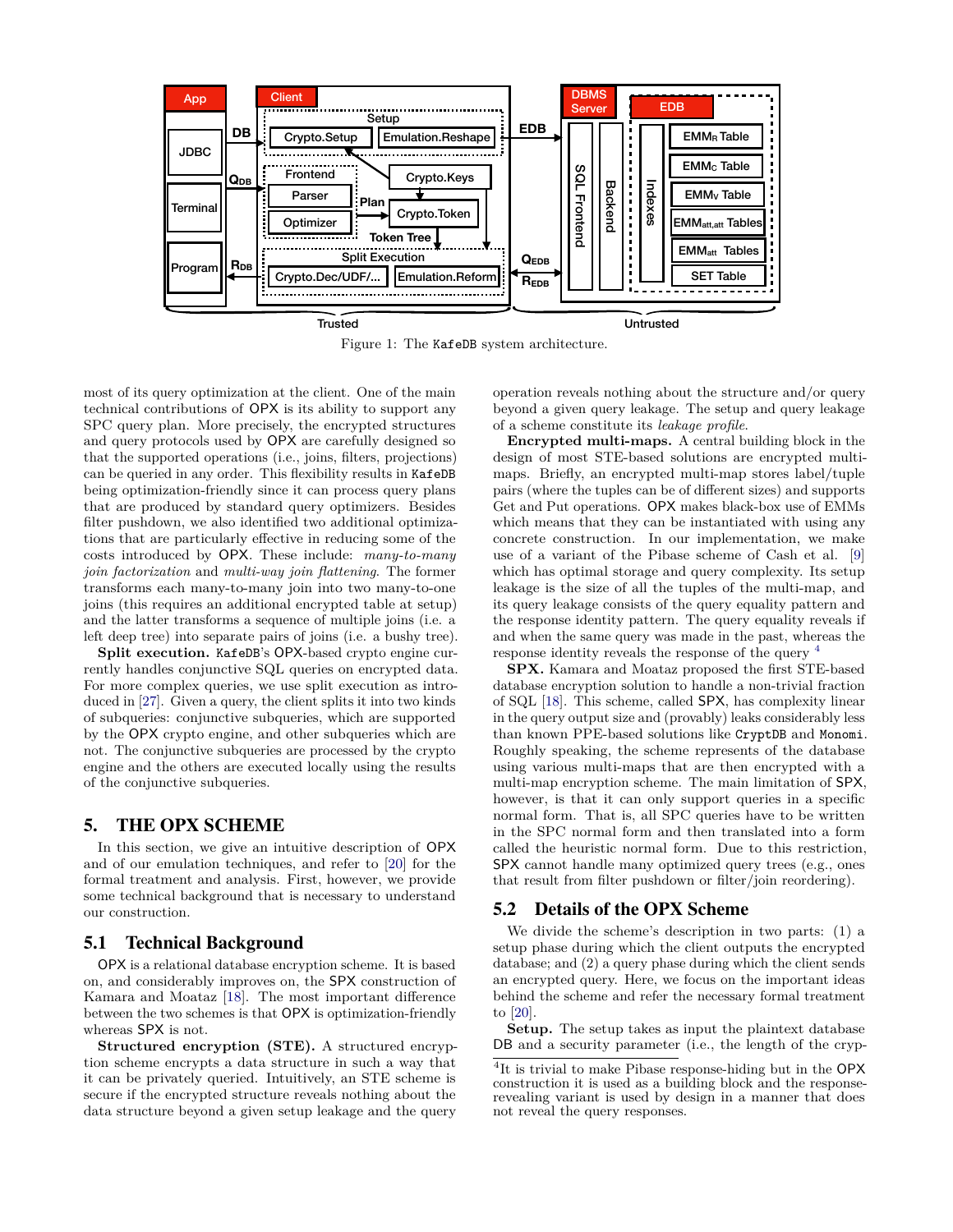Figure 1: The KafeDB system architecture.

most of its query optimization at the client. One of the main technical contributions of OPX is its ability to support any SPC query plan. More precisely, the encrypted structures and query protocols used by OPX are carefully designed so that the supported operations (i.e., joins, filters, projections) can be queried in any order. This flexibility results in KafeDB being optimization-friendly since it can process query plans that are produced by standard query optimizers. Besides filter pushdown, we also identified two additional optimizations that are particularly effective in reducing some of the costs introduced by OPX. These include: *many-to-many join factorization* and *multi-way join flattening*. The former transforms each many-to-many join into two many-to-one joins (this requires an additional encrypted table at setup) and the latter transforms a sequence of multiple joins (i.e. a left deep tree) into separate pairs of joins (i.e. a bushy tree).

**Split execution.** KafeDB's OPX-based crypto engine currently handles conjunctive SQL queries on encrypted data. For more complex queries, we use split execution as introduced in [27]. Given a query, the client splits it into two kinds of subqueries: conjunctive subqueries, which are supported by the OPX crypto engine, and other subqueries which are not. The conjunctive subqueries are processed by the crypto engine and the others are executed locally using the results of the conjunctive subqueries.

## 5. THE OPX SCHEME

In this section, we give an intuitive description of OPX and of our emulation techniques, and refer to [20] for the formal treatment and analysis. First, however, we provide some technical background that is necessary to understand our construction.

### 5.1 Technical Background

OPX is a relational database encryption scheme. It is based on, and considerably improves on, the SPX construction of Kamara and Moataz [18]. The most important difference between the two schemes is that OPX is optimization-friendly whereas SPX is not.

**Structured encryption (STE).** A structured encryption scheme encrypts a data structure in such a way that it can be privately queried. Intuitively, an STE scheme is secure if the encrypted structure reveals nothing about the data structure beyond a given setup leakage and the query operation reveals nothing about the structure and/or query beyond a given query leakage. The setup and query leakage of a scheme constitute its *leakage profile*.

**Encrypted multi-maps.** A central building block in the design of most STE-based solutions are encrypted multi-maps. Briefly, an encrypted multi-map stores label/tuple pairs (where the tuples can be of different sizes) and supports Get and Put operations. OPX makes black-box use of EMMs which means that they can be instantiated with using any concrete construction. In our implementation, we make use of a variant of the Pibase scheme of Cash et al. [9] which has optimal storage and query complexity. Its setup leakage is the size of all the tuples of the multi-map, and its query leakage consists of the query equality pattern and the response identity pattern. The query equality reveals if and when the same query was made in the past, whereas the response identity reveals the response of the query [4]

**SPX.** Kamara and Moataz proposed the first STE-based database encryption solution to handle a non-trivial fraction of SQL [18]. This scheme, called SPX, has complexity linear in the query output size and (provably) leaks considerably less than known PPE-based solutions like CryptDB and Monomi. Roughly speaking, the scheme represents of the database using various multi-maps that are then encrypted with a multi-map encryption scheme. The main limitation of SPX, however, is that it can only support queries in a specific normal form. That is, all SPC queries have to be written in the SPC normal form and then translated into a form called the heuristic normal form. Due to this restriction, SPX cannot handle many optimized query trees (e.g., ones that result from filter pushdown or filter/join reordering).

### 5.2 Details of the OPX Scheme

We divide the scheme's description in two parts: (1) a setup phase during which the client outputs the encrypted database; and (2) a query phase during which the client sends an encrypted query. Here, we focus on the important ideas behind the scheme and refer the necessary formal treatment to [20].

**Setup.** The setup takes as input the plaintext database DB and a security parameter (i.e., the length of the cryp-

[4]It is trivial to make Pibase response-hiding but in the OPX construction it is used as a building block and the response-revealing variant is used by design in a manner that does not reveal the query responses.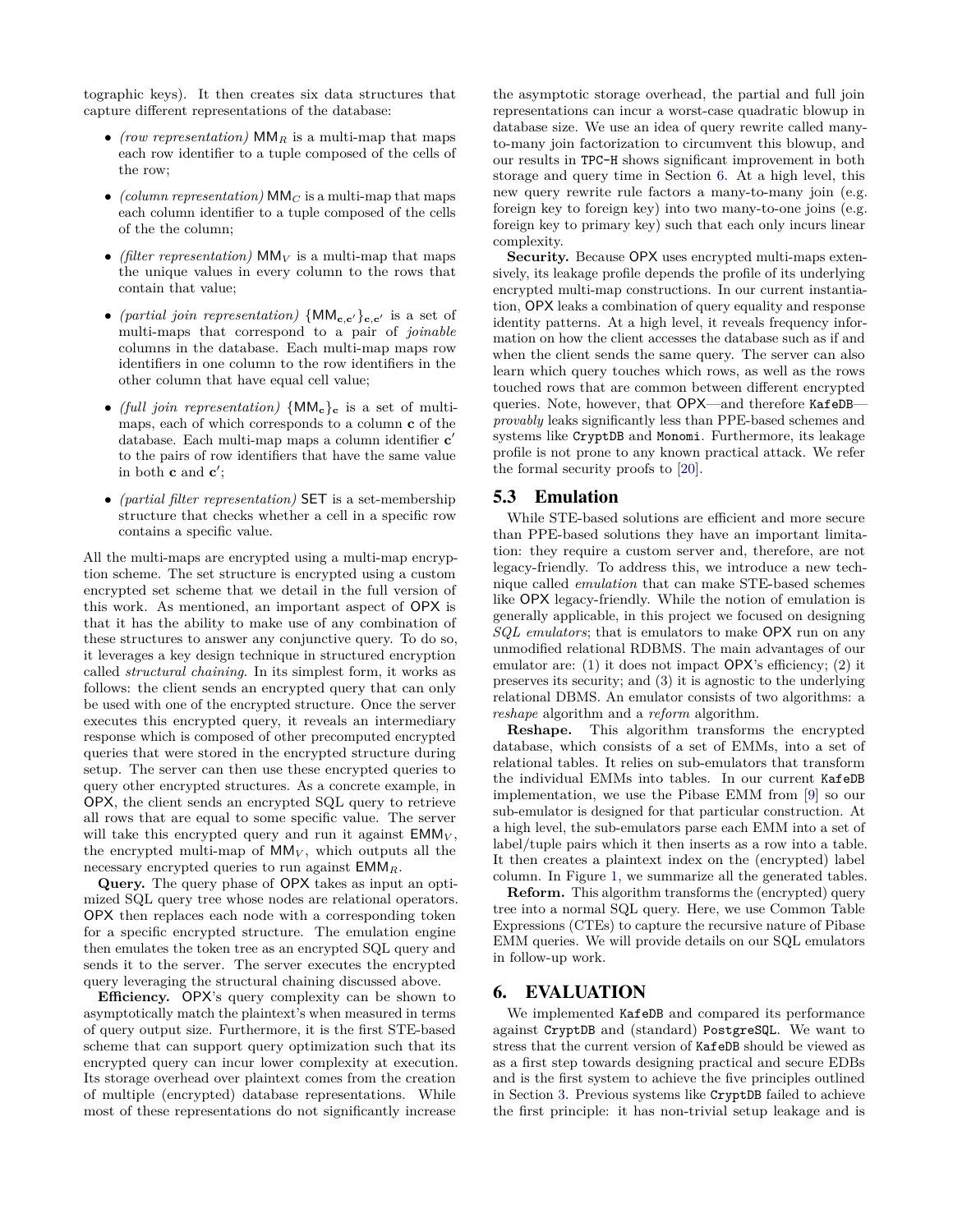tographic keys). It then creates six data structures that capture different representations of the database:

- *(row representation)* $\mathsf{MM}_R$ is a multi-map that maps each row identifier to a tuple composed of the cells of the row;
- *(column representation)* $\mathsf{MM}_C$ is a multi-map that maps each column identifier to a tuple composed of the cells of the the column;
- *(filter representation)* $\mathsf{MM}_V$ is a multi-map that maps the unique values in every column to the rows that contain that value;
- *(partial join representation)* $\{\mathsf{MM}_{\mathbf{c},\mathbf{c}'}\}_{\mathbf{c},\mathbf{c}'}$ is a set of multi-maps that correspond to a pair of *joinable* columns in the database. Each multi-map maps row identifiers in one column to the row identifiers in the other column that have equal cell value;
- *(full join representation)* $\{\mathsf{MM}_{\mathbf{c}}\}_{\mathbf{c}}$ is a set of multi-maps, each of which corresponds to a column $\mathbf{c}$ of the database. Each multi-map maps a column identifier $\mathbf{c}'$ to the pairs of row identifiers that have the same value in both $\mathbf{c}$ and $\mathbf{c}'$;
- *(partial filter representation)* $\mathsf{SET}$ is a set-membership structure that checks whether a cell in a specific row contains a specific value.

All the multi-maps are encrypted using a multi-map encryption scheme. The set structure is encrypted using a custom encrypted set scheme that we detail in the full version of this work. As mentioned, an important aspect of OPX is that it has the ability to make use of any combination of these structures to answer any conjunctive query. To do so, it leverages a key design technique in structured encryption called *structural chaining*. In its simplest form, it works as follows: the client sends an encrypted query that can only be used with one of the encrypted structure. Once the server executes this encrypted query, it reveals an intermediary response which is composed of other precomputed encrypted queries that were stored in the encrypted structure during setup. The server can then use these encrypted queries to query other encrypted structures. As a concrete example, in OPX, the client sends an encrypted SQL query to retrieve all rows that are equal to some specific value. The server will take this encrypted query and run it against $\mathsf{EMM}_V$, the encrypted multi-map of $\mathsf{MM}_V$, which outputs all the necessary encrypted queries to run against $\mathsf{EMM}_R$.

**Query.** The query phase of OPX takes as input an optimized SQL query tree whose nodes are relational operators. OPX then replaces each node with a corresponding token for a specific encrypted structure. The emulation engine then emulates the token tree as an encrypted SQL query and sends it to the server. The server executes the encrypted query leveraging the structural chaining discussed above.

**Efficiency.** OPX's query complexity can be shown to asymptotically match the plaintext's when measured in terms of query output size. Furthermore, it is the first STE-based scheme that can support query optimization such that its encrypted query can incur lower complexity at execution. Its storage overhead over plaintext comes from the creation of multiple (encrypted) database representations. While most of these representations do not significantly increase the asymptotic storage overhead, the partial and full join representations can incur a worst-case quadratic blowup in database size. We use an idea of query rewrite called many-to-many join factorization to circumvent this blowup, and our results in TPC-H shows significant improvement in both storage and query time in Section 6. At a high level, this new query rewrite rule factors a many-to-many join (e.g. foreign key to foreign key) into two many-to-one joins (e.g. foreign key to primary key) such that each only incurs linear complexity.

**Security.** Because OPX uses encrypted multi-maps extensively, its leakage profile depends the profile of its underlying encrypted multi-map constructions. In our current instantiation, OPX leaks a combination of query equality and response identity patterns. At a high level, it reveals frequency information on how the client accesses the database such as if and when the client sends the same query. The server can also learn which query touches which rows, as well as the rows touched rows that are common between different encrypted queries. Note, however, that OPX—and therefore KafeDB—*provably* leaks significantly less than PPE-based schemes and systems like CryptDB and Monomi. Furthermore, its leakage profile is not prone to any known practical attack. We refer the formal security proofs to [20].

## 5.3 Emulation

While STE-based solutions are efficient and more secure than PPE-based solutions they have an important limitation: they require a custom server and, therefore, are not legacy-friendly. To address this, we introduce a new technique called *emulation* that can make STE-based schemes like OPX legacy-friendly. While the notion of emulation is generally applicable, in this project we focused on designing *SQL emulators*; that is emulators to make OPX run on any unmodified relational RDBMS. The main advantages of our emulator are: (1) it does not impact OPX's efficiency; (2) it preserves its security; and (3) it is agnostic to the underlying relational DBMS. An emulator consists of two algorithms: a *reshape* algorithm and a *reform* algorithm.

**Reshape.** This algorithm transforms the encrypted database, which consists of a set of EMMs, into a set of relational tables. It relies on sub-emulators that transform the individual EMMs into tables. In our current KafeDB implementation, we use the Pibase EMM from [9] so our sub-emulator is designed for that particular construction. At a high level, the sub-emulators parse each EMM into a set of label/tuple pairs which it then inserts as a row into a table. It then creates a plaintext index on the (encrypted) label column. In Figure 1, we summarize all the generated tables.

**Reform.** This algorithm transforms the (encrypted) query tree into a normal SQL query. Here, we use Common Table Expressions (CTEs) to capture the recursive nature of Pibase EMM queries. We will provide details on our SQL emulators in follow-up work.

# 6. EVALUATION

We implemented KafeDB and compared its performance against CryptDB and (standard) PostgreSQL. We want to stress that the current version of KafeDB should be viewed as as a first step towards designing practical and secure EDBs and is the first system to achieve the five principles outlined in Section 3. Previous systems like CryptDB failed to achieve the first principle: it has non-trivial setup leakage and is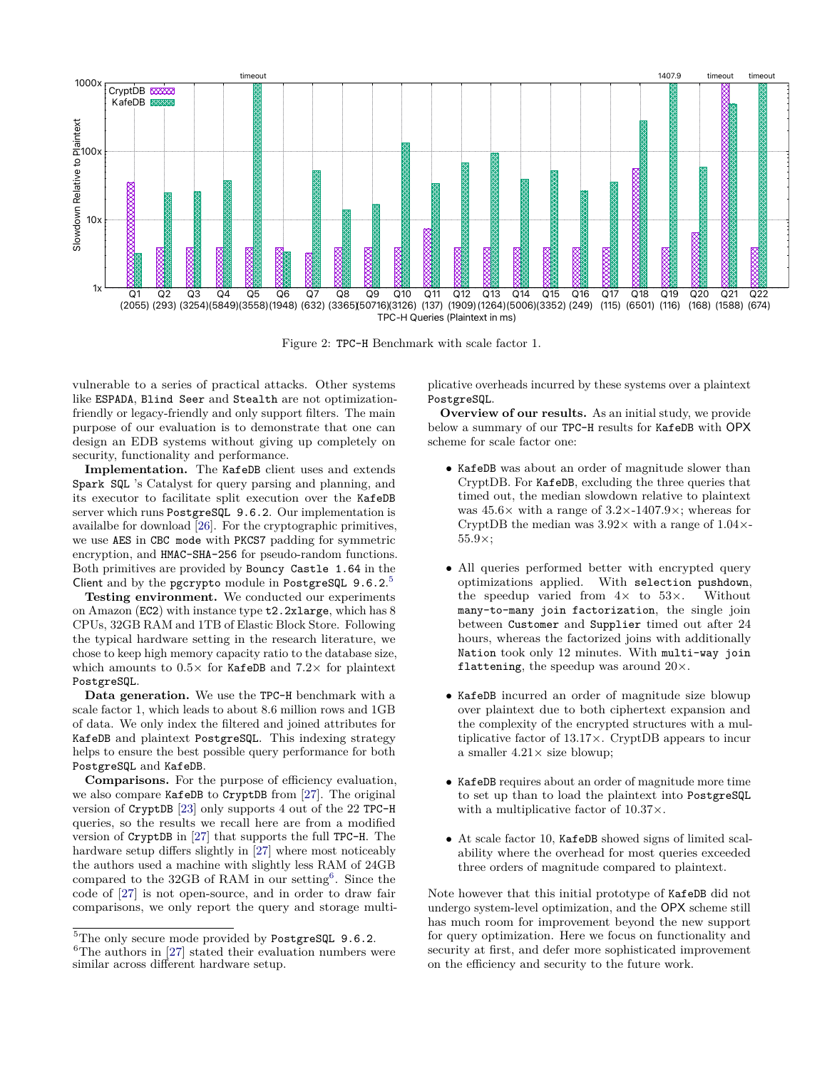Figure 2: TPC-H Benchmark with scale factor 1.

vulnerable to a series of practical attacks. Other systems like ESPADA, Blind Seer and Stealth are not optimization-friendly or legacy-friendly and only support filters. The main purpose of our evaluation is to demonstrate that one can design an EDB systems without giving up completely on security, functionality and performance.

**Implementation.** The KafeDB client uses and extends Spark SQL 's Catalyst for query parsing and planning, and its executor to facilitate split execution over the KafeDB server which runs PostgreSQL 9.6.2. Our implementation is availalbe for download [26]. For the cryptographic primitives, we use AES in CBC mode with PKCS7 padding for symmetric encryption, and HMAC-SHA-256 for pseudo-random functions. Both primitives are provided by Bouncy Castle 1.64 in the Client and by the pgcrypto module in PostgreSQL 9.6.2.[5]

**Testing environment.** We conducted our experiments on Amazon (EC2) with instance type t2.2xlarge, which has 8 CPUs, 32GB RAM and 1TB of Elastic Block Store. Following the typical hardware setting in the research literature, we chose to keep high memory capacity ratio to the database size, which amounts to 0.5× for KafeDB and 7.2× for plaintext PostgreSQL.

**Data generation.** We use the TPC-H benchmark with a scale factor 1, which leads to about 8.6 million rows and 1GB of data. We only index the filtered and joined attributes for KafeDB and plaintext PostgreSQL. This indexing strategy helps to ensure the best possible query performance for both PostgreSQL and KafeDB.

**Comparisons.** For the purpose of efficiency evaluation, we also compare KafeDB to CryptDB from [27]. The original version of CryptDB [23] only supports 4 out of the 22 TPC-H queries, so the results we recall here are from a modified version of CryptDB in [27] that supports the full TPC-H. The hardware setup differs slightly in [27] where most noticeably the authors used a machine with slightly less RAM of 24GB compared to the 32GB of RAM in our setting[6]. Since the code of [27] is not open-source, and in order to draw fair comparisons, we only report the query and storage multiplicative overheads incurred by these systems over a plaintext PostgreSQL.

**Overview of our results.** As an initial study, we provide below a summary of our TPC-H results for KafeDB with OPX scheme for scale factor one:

- KafeDB was about an order of magnitude slower than CryptDB. For KafeDB, excluding the three queries that timed out, the median slowdown relative to plaintext was 45.6× with a range of 3.2×-1407.9×; whereas for CryptDB the median was 3.92× with a range of 1.04×-55.9×;

- All queries performed better with encrypted query optimizations applied. With selection pushdown, the speedup varied from 4× to 53×. Without many-to-many join factorization, the single join between Customer and Supplier timed out after 24 hours, whereas the factorized joins with additionally Nation took only 12 minutes. With multi-way join flattening, the speedup was around 20×.

- KafeDB incurred an order of magnitude size blowup over plaintext due to both ciphertext expansion and the complexity of the encrypted structures with a multiplicative factor of 13.17×. CryptDB appears to incur a smaller 4.21× size blowup;

- KafeDB requires about an order of magnitude more time to set up than to load the plaintext into PostgreSQL with a multiplicative factor of 10.37×.

- At scale factor 10, KafeDB showed signs of limited scalability where the overhead for most queries exceeded three orders of magnitude compared to plaintext.

Note however that this initial prototype of KafeDB did not undergo system-level optimization, and the OPX scheme still has much room for improvement beyond the new support for query optimization. Here we focus on functionality and security at first, and defer more sophisticated improvement on the efficiency and security to the future work.

[5] The only secure mode provided by PostgreSQL 9.6.2.

[6] The authors in [27] stated their evaluation numbers were similar across different hardware setup.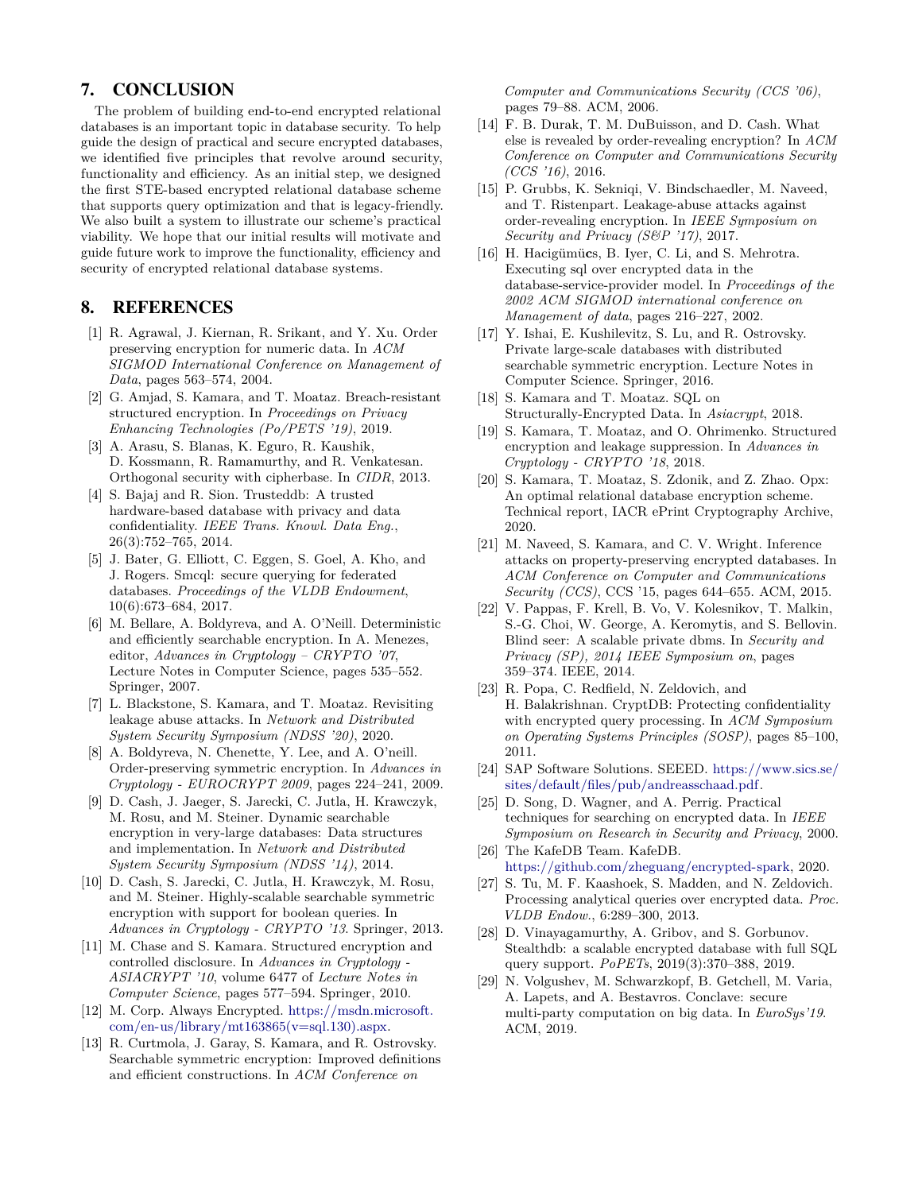## 7. CONCLUSION

The problem of building end-to-end encrypted relational databases is an important topic in database security. To help guide the design of practical and secure encrypted databases, we identified five principles that revolve around security, functionality and efficiency. As an initial step, we designed the first STE-based encrypted relational database scheme that supports query optimization and that is legacy-friendly. We also built a system to illustrate our scheme's practical viability. We hope that our initial results will motivate and guide future work to improve the functionality, efficiency and security of encrypted relational database systems.

## 8. REFERENCES

[1] R. Agrawal, J. Kiernan, R. Srikant, and Y. Xu. Order preserving encryption for numeric data. In *ACM SIGMOD International Conference on Management of Data*, pages 563–574, 2004.

[2] G. Amjad, S. Kamara, and T. Moataz. Breach-resistant structured encryption. In *Proceedings on Privacy Enhancing Technologies (Po/PETS '19)*, 2019.

[3] A. Arasu, S. Blanas, K. Eguro, R. Kaushik, D. Kossmann, R. Ramamurthy, and R. Venkatesan. Orthogonal security with cipherbase. In *CIDR*, 2013.

[4] S. Bajaj and R. Sion. Trusteddb: A trusted hardware-based database with privacy and data confidentiality. *IEEE Trans. Knowl. Data Eng.*, 26(3):752–765, 2014.

[5] J. Bater, G. Elliott, C. Eggen, S. Goel, A. Kho, and J. Rogers. Smcql: secure querying for federated databases. *Proceedings of the VLDB Endowment*, 10(6):673–684, 2017.

[6] M. Bellare, A. Boldyreva, and A. O'Neill. Deterministic and efficiently searchable encryption. In A. Menezes, editor, *Advances in Cryptology – CRYPTO '07*, Lecture Notes in Computer Science, pages 535–552. Springer, 2007.

[7] L. Blackstone, S. Kamara, and T. Moataz. Revisiting leakage abuse attacks. In *Network and Distributed System Security Symposium (NDSS '20)*, 2020.

[8] A. Boldyreva, N. Chenette, Y. Lee, and A. O'neill. Order-preserving symmetric encryption. In *Advances in Cryptology - EUROCRYPT 2009*, pages 224–241, 2009.

[9] D. Cash, J. Jaeger, S. Jarecki, C. Jutla, H. Krawczyk, M. Rosu, and M. Steiner. Dynamic searchable encryption in very-large databases: Data structures and implementation. In *Network and Distributed System Security Symposium (NDSS '14)*, 2014.

[10] D. Cash, S. Jarecki, C. Jutla, H. Krawczyk, M. Rosu, and M. Steiner. Highly-scalable searchable symmetric encryption with support for boolean queries. In *Advances in Cryptology - CRYPTO '13*. Springer, 2013.

[11] M. Chase and S. Kamara. Structured encryption and controlled disclosure. In *Advances in Cryptology - ASIACRYPT '10*, volume 6477 of *Lecture Notes in Computer Science*, pages 577–594. Springer, 2010.

[12] M. Corp. Always Encrypted. https://msdn.microsoft.com/en-us/library/mt163865(v=sql.130).aspx.

[13] R. Curtmola, J. Garay, S. Kamara, and R. Ostrovsky. Searchable symmetric encryption: Improved definitions and efficient constructions. In *ACM Conference on Computer and Communications Security (CCS '06)*, pages 79–88. ACM, 2006.

[14] F. B. Durak, T. M. DuBuisson, and D. Cash. What else is revealed by order-revealing encryption? In *ACM Conference on Computer and Communications Security (CCS '16)*, 2016.

[15] P. Grubbs, K. Sekniqi, V. Bindschaedler, M. Naveed, and T. Ristenpart. Leakage-abuse attacks against order-revealing encryption. In *IEEE Symposium on Security and Privacy (S&P '17)*, 2017.

[16] H. Hacigümüs, B. Iyer, C. Li, and S. Mehrotra. Executing sql over encrypted data in the database-service-provider model. In *Proceedings of the 2002 ACM SIGMOD international conference on Management of data*, pages 216–227, 2002.

[17] Y. Ishai, E. Kushilevitz, S. Lu, and R. Ostrovsky. Private large-scale databases with distributed searchable symmetric encryption. Lecture Notes in Computer Science. Springer, 2016.

[18] S. Kamara and T. Moataz. SQL on Structurally-Encrypted Data. In *Asiacrypt*, 2018.

[19] S. Kamara, T. Moataz, and O. Ohrimenko. Structured encryption and leakage suppression. In *Advances in Cryptology - CRYPTO '18*, 2018.

[20] S. Kamara, T. Moataz, S. Zdonik, and Z. Zhao. Opx: An optimal relational database encryption scheme. Technical report, IACR ePrint Cryptography Archive, 2020.

[21] M. Naveed, S. Kamara, and C. V. Wright. Inference attacks on property-preserving encrypted databases. In *ACM Conference on Computer and Communications Security (CCS)*, CCS '15, pages 644–655. ACM, 2015.

[22] V. Pappas, F. Krell, B. Vo, V. Kolesnikov, T. Malkin, S.-G. Choi, W. George, A. Keromytis, and S. Bellovin. Blind seer: A scalable private dbms. In *Security and Privacy (SP), 2014 IEEE Symposium on*, pages 359–374. IEEE, 2014.

[23] R. Popa, C. Redfield, N. Zeldovich, and H. Balakrishnan. CryptDB: Protecting confidentiality with encrypted query processing. In *ACM Symposium on Operating Systems Principles (SOSP)*, pages 85–100, 2011.

[24] SAP Software Solutions. SEEED. https://www.sics.se/sites/default/files/pub/andreasschaad.pdf.

[25] D. Song, D. Wagner, and A. Perrig. Practical techniques for searching on encrypted data. In *IEEE Symposium on Research in Security and Privacy*, 2000.

[26] The KafeDB Team. KafeDB. https://github.com/zheguang/encrypted-spark, 2020.

[27] S. Tu, M. F. Kaashoek, S. Madden, and N. Zeldovich. Processing analytical queries over encrypted data. *Proc. VLDB Endow.*, 6:289–300, 2013.

[28] D. Vinayagamurthy, A. Gribov, and S. Gorbunov. Stealthdb: a scalable encrypted database with full SQL query support. *PoPETs*, 2019(3):370–388, 2019.

[29] N. Volgushev, M. Schwarzkopf, B. Getchell, M. Varia, A. Lapets, and A. Bestavros. Conclave: secure multi-party computation on big data. In *EuroSys'19*. ACM, 2019.